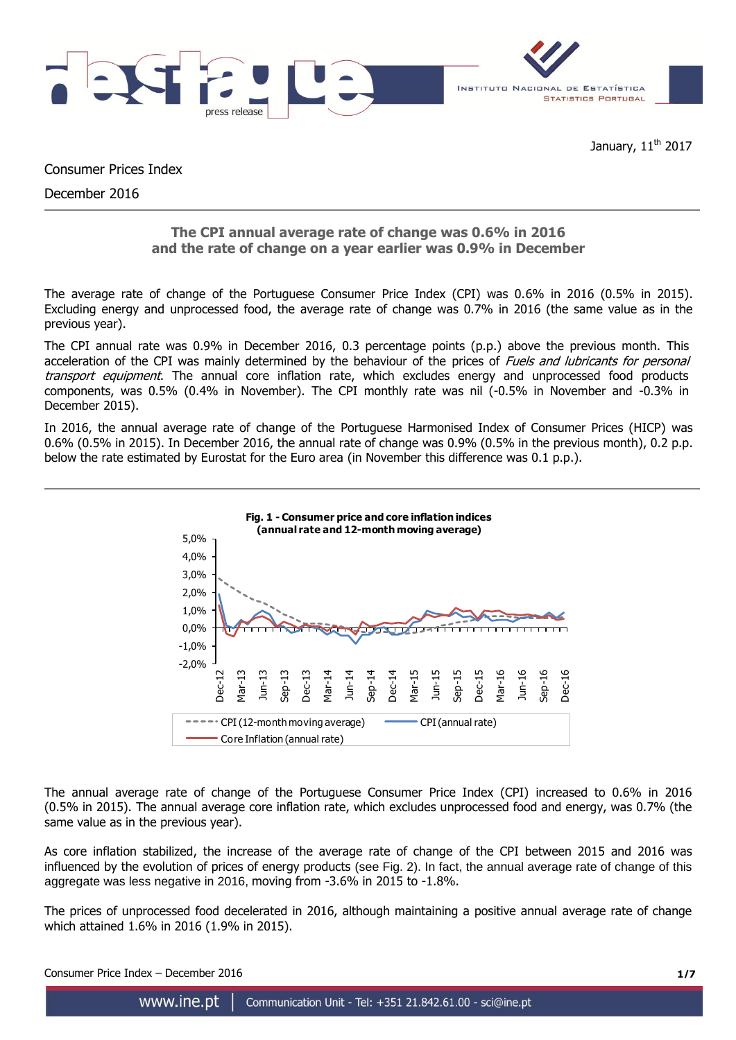January, 11th 2017

Consumer Prices Index

December 2016

## The CPI annual average rate of change was 0.6% in 2016 and the rate of change on a year earlier was 0.9% in December

The average rate of change of the Portuguese Consumer Price Index (CPI) was 0.6% in 2016 (0.5% in 2015). Excluding energy and unprocessed food, the average rate of change was 0.7% in 2016 (the same value as in the previous year).

The CPI annual rate was 0.9% in December 2016, 0.3 percentage points (p.p.) above the previous month. This acceleration of the CPI was mainly determined by the behaviour of the prices of *Fuels and lubricants for personal transport equipment*. The annual core inflation rate, which excludes energy and unprocessed food products components, was 0.5% (0.4% in November). The CPI monthly rate was nil (-0.5% in November and -0.3% in December 2015).

In 2016, the annual average rate of change of the Portuguese Harmonised Index of Consumer Prices (HICP) was 0.6% (0.5% in 2015). In December 2016, the annual rate of change was 0.9% (0.5% in the previous month), 0.2 p.p. below the rate estimated by Eurostat for the Euro area (in November this difference was 0.1 p.p.).

**Fig. 1 - Consumer price and core inflation indices (annual rate and 12-month moving average)**

The annual average rate of change of the Portuguese Consumer Price Index (CPI) increased to 0.6% in 2016 (0.5% in 2015). The annual average core inflation rate, which excludes unprocessed food and energy, was 0.7% (the same value as in the previous year).

As core inflation stabilized, the increase of the average rate of change of the CPI between 2015 and 2016 was influenced by the evolution of prices of energy products (see Fig. 2). In fact, the annual average rate of change of this aggregate was less negative in 2016, moving from -3.6% in 2015 to -1.8%.

The prices of unprocessed food decelerated in 2016, although maintaining a positive annual average rate of change which attained 1.6% in 2016 (1.9% in 2015).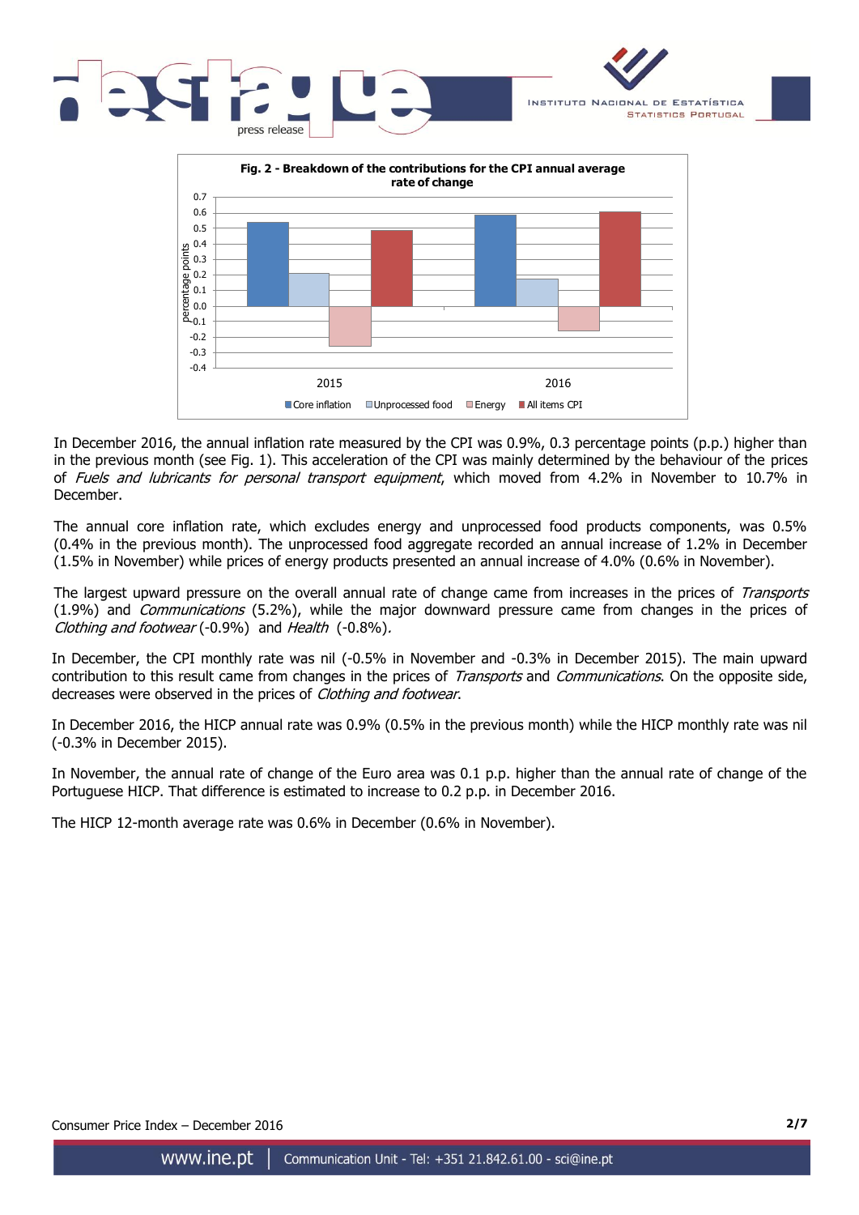**Fig. 2 - Breakdown of the contributions for the CPI annual average rate of change**

In December 2016, the annual inflation rate measured by the CPI was 0.9%, 0.3 percentage points (p.p.) higher than in the previous month (see Fig. 1). This acceleration of the CPI was mainly determined by the behaviour of the prices of *Fuels and lubricants for personal transport equipment*, which moved from 4.2% in November to 10.7% in December.

The annual core inflation rate, which excludes energy and unprocessed food products components, was 0.5% (0.4% in the previous month). The unprocessed food aggregate recorded an annual increase of 1.2% in December (1.5% in November) while prices of energy products presented an annual increase of 4.0% (0.6% in November).

The largest upward pressure on the overall annual rate of change came from increases in the prices of *Transports* (1.9%) and *Communications* (5.2%), while the major downward pressure came from changes in the prices of *Clothing and footwear* (-0.9%) and *Health* (-0.8%).

In December, the CPI monthly rate was nil (-0.5% in November and -0.3% in December 2015). The main upward contribution to this result came from changes in the prices of *Transports* and *Communications*. On the opposite side, decreases were observed in the prices of *Clothing and footwear*.

In December 2016, the HICP annual rate was 0.9% (0.5% in the previous month) while the HICP monthly rate was nil (-0.3% in December 2015).

In November, the annual rate of change of the Euro area was 0.1 p.p. higher than the annual rate of change of the Portuguese HICP. That difference is estimated to increase to 0.2 p.p. in December 2016.

The HICP 12-month average rate was 0.6% in December (0.6% in November).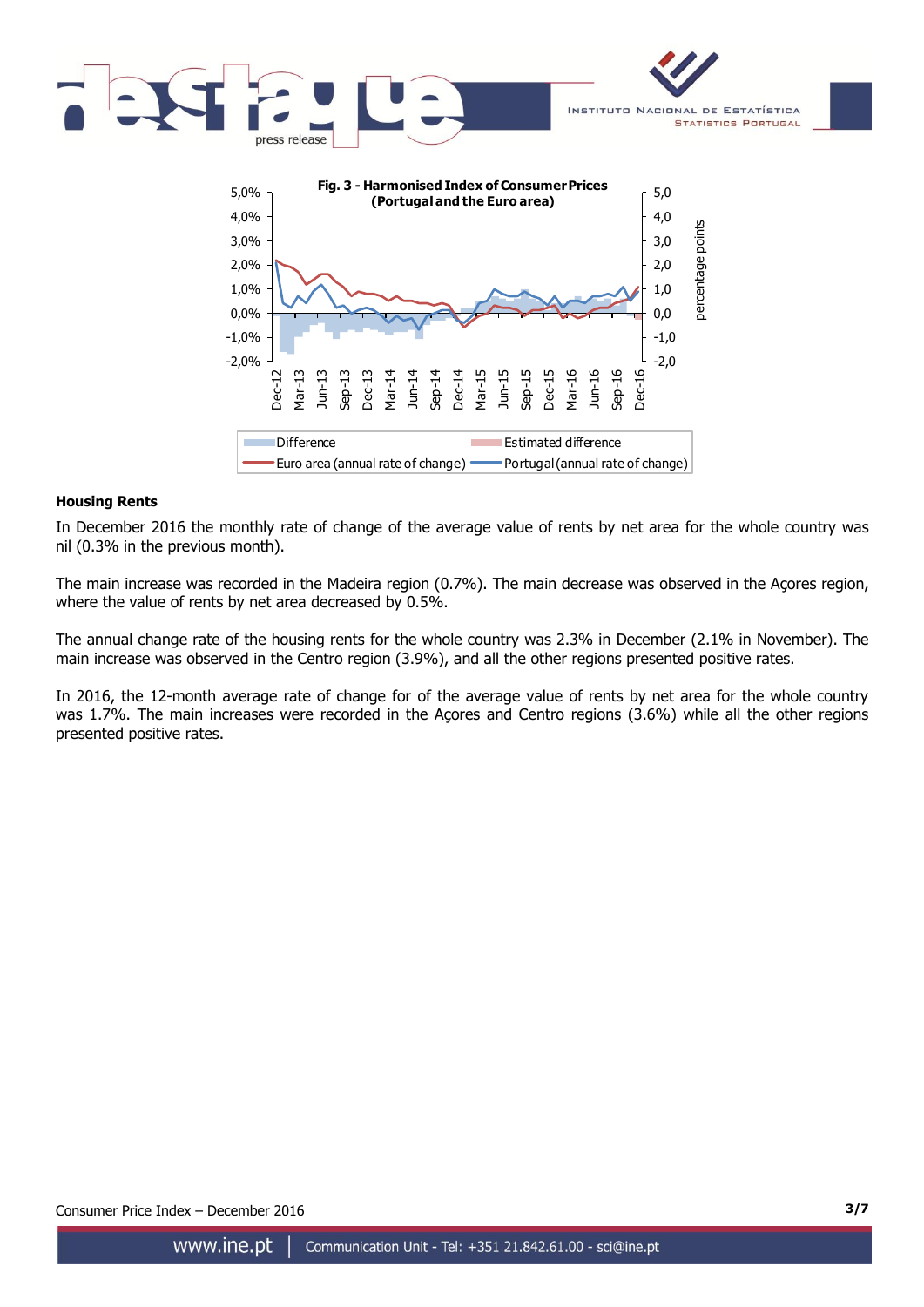**Fig. 3 - Harmonised Index of Consumer Prices (Portugal and the Euro area)**

**Housing Rents**

In December 2016 the monthly rate of change of the average value of rents by net area for the whole country was nil (0.3% in the previous month).

The main increase was recorded in the Madeira region (0.7%). The main decrease was observed in the Açores region, where the value of rents by net area decreased by 0.5%.

The annual change rate of the housing rents for the whole country was 2.3% in December (2.1% in November). The main increase was observed in the Centro region (3.9%), and all the other regions presented positive rates.

In 2016, the 12-month average rate of change for of the average value of rents by net area for the whole country was 1.7%. The main increases were recorded in the Açores and Centro regions (3.6%) while all the other regions presented positive rates.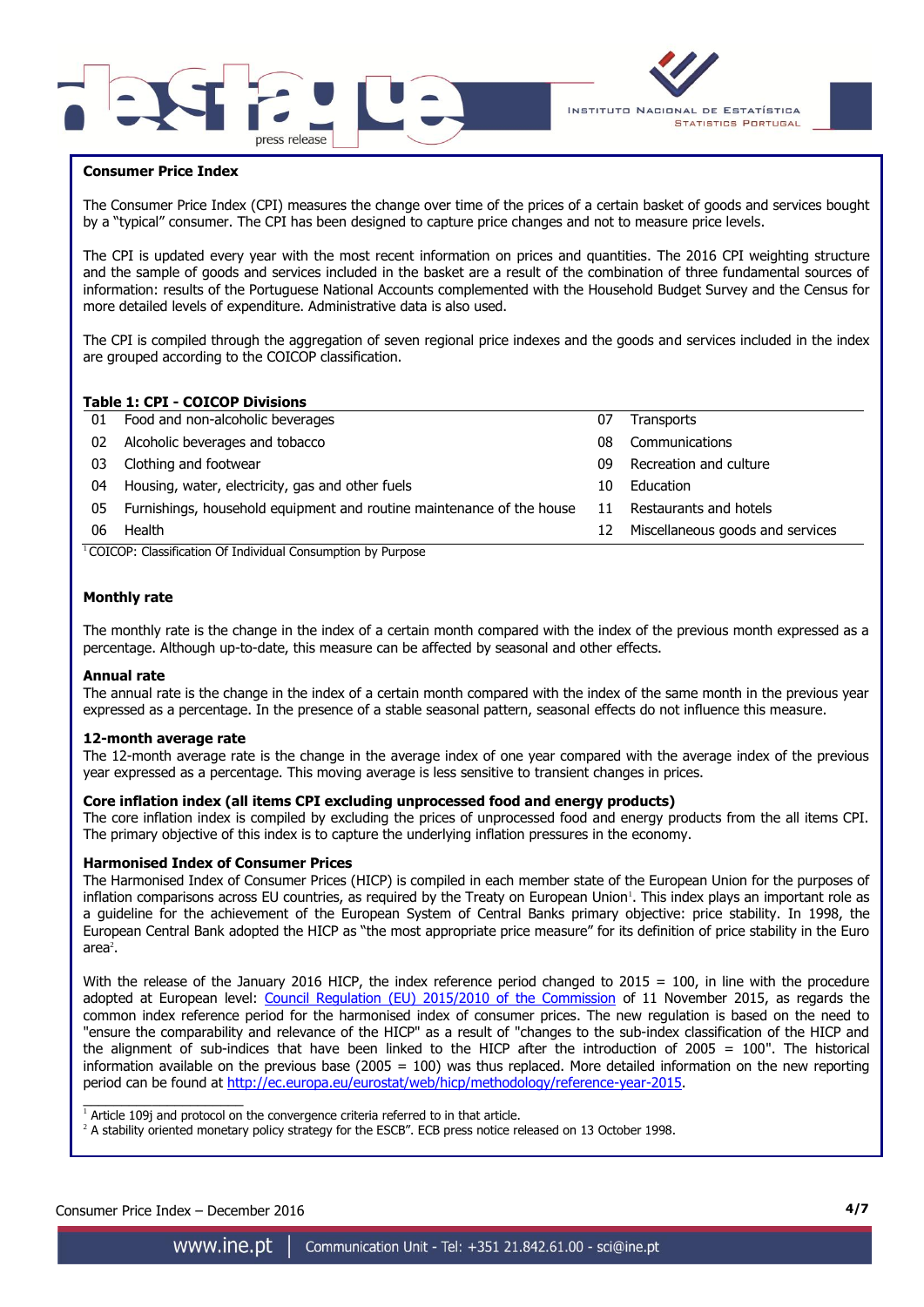## Consumer Price Index

The Consumer Price Index (CPI) measures the change over time of the prices of a certain basket of goods and services bought by a "typical" consumer. The CPI has been designed to capture price changes and not to measure price levels.

The CPI is updated every year with the most recent information on prices and quantities. The 2016 CPI weighting structure and the sample of goods and services included in the basket are a result of the combination of three fundamental sources of information: results of the Portuguese National Accounts complemented with the Household Budget Survey and the Census for more detailed levels of expenditure. Administrative data is also used.

The CPI is compiled through the aggregation of seven regional price indexes and the goods and services included in the index are grouped according to the COICOP classification.

**Table 1: CPI - COICOP Divisions**

| | | | |
|---|---|---|---|
| 01 | Food and non-alcoholic beverages | 07 | Transports |
| 02 | Alcoholic beverages and tobacco | 08 | Communications |
| 03 | Clothing and footwear | 09 | Recreation and culture |
| 04 | Housing, water, electricity, gas and other fuels | 10 | Education |
| 05 | Furnishings, household equipment and routine maintenance of the house | 11 | Restaurants and hotels |
| 06 | Health | 12 | Miscellaneous goods and services |

[1] COICOP: Classification Of Individual Consumption by Purpose

### Monthly rate

The monthly rate is the change in the index of a certain month compared with the index of the previous month expressed as a percentage. Although up-to-date, this measure can be affected by seasonal and other effects.

### Annual rate

The annual rate is the change in the index of a certain month compared with the index of the same month in the previous year expressed as a percentage. In the presence of a stable seasonal pattern, seasonal effects do not influence this measure.

### 12-month average rate

The 12-month average rate is the change in the average index of one year compared with the average index of the previous year expressed as a percentage. This moving average is less sensitive to transient changes in prices.

### Core inflation index (all items CPI excluding unprocessed food and energy products)

The core inflation index is compiled by excluding the prices of unprocessed food and energy products from the all items CPI. The primary objective of this index is to capture the underlying inflation pressures in the economy.

### Harmonised Index of Consumer Prices

The Harmonised Index of Consumer Prices (HICP) is compiled in each member state of the European Union for the purposes of inflation comparisons across EU countries, as required by the Treaty on European Union[1]. This index plays an important role as a guideline for the achievement of the European System of Central Banks primary objective: price stability. In 1998, the European Central Bank adopted the HICP as "the most appropriate price measure" for its definition of price stability in the Euro area[2].

With the release of the January 2016 HICP, the index reference period changed to 2015 = 100, in line with the procedure adopted at European level: Council Regulation (EU) 2015/2010 of the Commission of 11 November 2015, as regards the common index reference period for the harmonised index of consumer prices. The new regulation is based on the need to "ensure the comparability and relevance of the HICP" as a result of "changes to the sub-index classification of the HICP and the alignment of sub-indices that have been linked to the HICP after the introduction of 2005 = 100". The historical information available on the previous base (2005 = 100) was thus replaced. More detailed information on the new reporting period can be found at http://ec.europa.eu/eurostat/web/hicp/methodology/reference-year-2015.

[1] Article 109j and protocol on the convergence criteria referred to in that article.

[2] A stability oriented monetary policy strategy for the ESCB". ECB press notice released on 13 October 1998.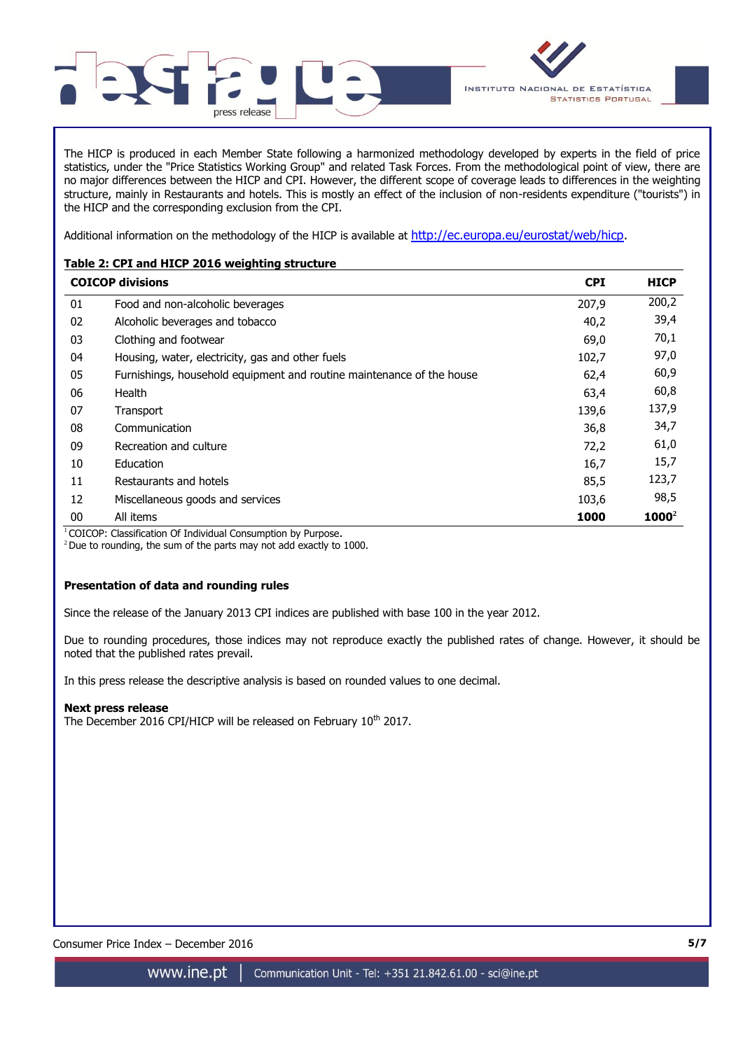The HICP is produced in each Member State following a harmonized methodology developed by experts in the field of price statistics, under the "Price Statistics Working Group" and related Task Forces. From the methodological point of view, there are no major differences between the HICP and CPI. However, the different scope of coverage leads to differences in the weighting structure, mainly in Restaurants and hotels. This is mostly an effect of the inclusion of non-residents expenditure ("tourists") in the HICP and the corresponding exclusion from the CPI.

Additional information on the methodology of the HICP is available at http://ec.europa.eu/eurostat/web/hicp.

**Table 2: CPI and HICP 2016 weighting structure**

| **COICOP divisions** | | **CPI** | **HICP** |
|---|---|---|---|
| 01 | Food and non-alcoholic beverages | 207,9 | 200,2 |
| 02 | Alcoholic beverages and tobacco | 40,2 | 39,4 |
| 03 | Clothing and footwear | 69,0 | 70,1 |
| 04 | Housing, water, electricity, gas and other fuels | 102,7 | 97,0 |
| 05 | Furnishings, household equipment and routine maintenance of the house | 62,4 | 60,9 |
| 06 | Health | 63,4 | 60,8 |
| 07 | Transport | 139,6 | 137,9 |
| 08 | Communication | 36,8 | 34,7 |
| 09 | Recreation and culture | 72,2 | 61,0 |
| 10 | Education | 16,7 | 15,7 |
| 11 | Restaurants and hotels | 85,5 | 123,7 |
| 12 | Miscellaneous goods and services | 103,6 | 98,5 |
| 00 | All items | **1000** | **1000**[2] |

[1] COICOP: Classification Of Individual Consumption by Purpose.
[2] Due to rounding, the sum of the parts may not add exactly to 1000.

**Presentation of data and rounding rules**

Since the release of the January 2013 CPI indices are published with base 100 in the year 2012.

Due to rounding procedures, those indices may not reproduce exactly the published rates of change. However, it should be noted that the published rates prevail.

In this press release the descriptive analysis is based on rounded values to one decimal.

**Next press release**
The December 2016 CPI/HICP will be released on February 10th 2017.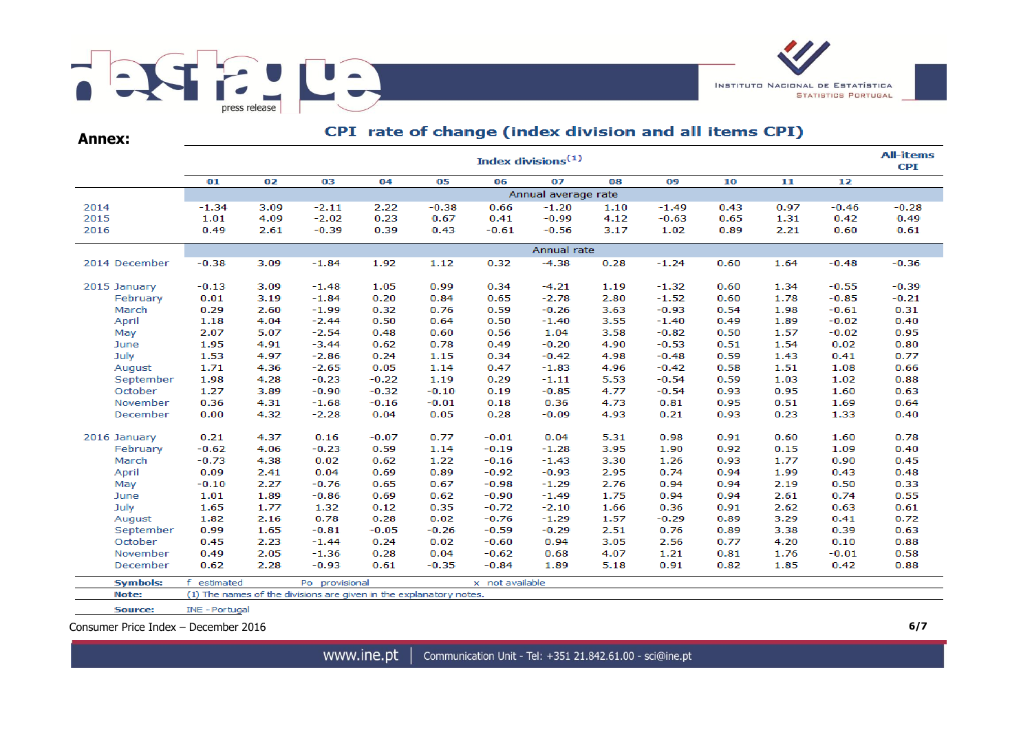**Annex:**

## CPI rate of change (index division and all items CPI)

| | Index divisions[1] | | | | | | | | | | | | All-items CPI |
|---|---|---|---|---|---|---|---|---|---|---|---|---|---|
| | 01 | 02 | 03 | 04 | 05 | 06 | 07 | 08 | 09 | 10 | 11 | 12 | |
| | Annual average rate | | | | | | | | | | | | |
| 2014 | -1.34 | 3.09 | -2.11 | 2.22 | -0.38 | 0.66 | -1.20 | 1.10 | -1.49 | 0.43 | 0.97 | -0.46 | -0.28 |
| 2015 | 1.01 | 4.09 | -2.02 | 0.23 | 0.67 | 0.41 | -0.99 | 4.12 | -0.63 | 0.65 | 1.31 | 0.42 | 0.49 |
| 2016 | 0.49 | 2.61 | -0.39 | 0.39 | 0.43 | -0.61 | -0.56 | 3.17 | 1.02 | 0.89 | 2.21 | 0.60 | 0.61 |
| | Annual rate | | | | | | | | | | | | |
| 2014 December | -0.38 | 3.09 | -1.84 | 1.92 | 1.12 | 0.32 | -4.38 | 0.28 | -1.24 | 0.60 | 1.64 | -0.48 | -0.36 |
| 2015 January | -0.13 | 3.09 | -1.48 | 1.05 | 0.99 | 0.34 | -4.21 | 1.19 | -1.32 | 0.60 | 1.34 | -0.55 | -0.39 |
| February | 0.01 | 3.19 | -1.84 | 0.20 | 0.84 | 0.65 | -2.78 | 2.80 | -1.52 | 0.60 | 1.78 | -0.85 | -0.21 |
| March | 0.29 | 2.60 | -1.99 | 0.32 | 0.76 | 0.59 | -0.26 | 3.63 | -0.93 | 0.54 | 1.98 | -0.61 | 0.31 |
| April | 1.18 | 4.04 | -2.44 | 0.50 | 0.64 | 0.50 | -1.40 | 3.55 | -1.40 | 0.49 | 1.89 | -0.02 | 0.40 |
| May | 2.07 | 5.07 | -2.54 | 0.48 | 0.60 | 0.56 | 1.04 | 3.58 | -0.82 | 0.50 | 1.57 | -0.02 | 0.95 |
| June | 1.95 | 4.91 | -3.44 | 0.62 | 0.78 | 0.49 | -0.20 | 4.90 | -0.53 | 0.51 | 1.54 | 0.02 | 0.80 |
| July | 1.53 | 4.97 | -2.86 | 0.24 | 1.15 | 0.34 | -0.42 | 4.98 | -0.48 | 0.59 | 1.43 | 0.41 | 0.77 |
| August | 1.71 | 4.36 | -2.65 | 0.05 | 1.14 | 0.47 | -1.83 | 4.96 | -0.42 | 0.58 | 1.51 | 1.08 | 0.66 |
| September | 1.98 | 4.28 | -0.23 | -0.22 | 1.19 | 0.29 | -1.11 | 5.53 | -0.54 | 0.59 | 1.03 | 1.02 | 0.88 |
| October | 1.27 | 3.89 | -0.90 | -0.32 | -0.10 | 0.19 | -0.85 | 4.77 | -0.54 | 0.93 | 0.95 | 1.60 | 0.63 |
| November | 0.36 | 4.31 | -1.68 | -0.16 | -0.01 | 0.18 | 0.36 | 4.73 | 0.81 | 0.95 | 0.51 | 1.69 | 0.64 |
| December | 0.00 | 4.32 | -2.28 | 0.04 | 0.05 | 0.28 | -0.09 | 4.93 | 0.21 | 0.93 | 0.23 | 1.33 | 0.40 |
| 2016 January | 0.21 | 4.37 | 0.16 | -0.07 | 0.77 | -0.01 | 0.04 | 5.31 | 0.98 | 0.91 | 0.60 | 1.60 | 0.78 |
| February | -0.62 | 4.06 | -0.23 | 0.59 | 1.14 | -0.19 | -1.28 | 3.95 | 1.90 | 0.92 | 0.15 | 1.09 | 0.40 |
| March | -0.73 | 4.38 | 0.02 | 0.62 | 1.22 | -0.16 | -1.43 | 3.30 | 1.26 | 0.93 | 1.77 | 0.90 | 0.45 |
| April | 0.09 | 2.41 | 0.04 | 0.69 | 0.89 | -0.92 | -0.93 | 2.95 | 0.74 | 0.94 | 1.99 | 0.43 | 0.48 |
| May | -0.10 | 2.27 | -0.76 | 0.65 | 0.67 | -0.98 | -1.29 | 2.76 | 0.94 | 0.94 | 2.19 | 0.50 | 0.33 |
| June | 1.01 | 1.89 | -0.86 | 0.69 | 0.62 | -0.90 | -1.49 | 1.75 | 0.94 | 0.94 | 2.61 | 0.74 | 0.55 |
| July | 1.65 | 1.77 | 1.32 | 0.12 | 0.35 | -0.72 | -2.10 | 1.66 | 0.36 | 0.91 | 2.62 | 0.63 | 0.61 |
| August | 1.82 | 2.16 | 0.78 | 0.28 | 0.02 | -0.76 | -1.29 | 1.57 | -0.29 | 0.89 | 3.29 | 0.41 | 0.72 |
| September | 0.99 | 1.65 | -0.81 | -0.05 | -0.26 | -0.59 | -0.29 | 2.51 | 0.76 | 0.89 | 3.38 | 0.39 | 0.63 |
| October | 0.45 | 2.23 | -1.44 | 0.24 | 0.02 | -0.60 | 0.94 | 3.05 | 2.56 | 0.77 | 4.20 | 0.10 | 0.88 |
| November | 0.49 | 2.05 | -1.36 | 0.28 | 0.04 | -0.62 | 0.68 | 4.07 | 1.21 | 0.81 | 1.76 | -0.01 | 0.58 |
| December | 0.62 | 2.28 | -0.93 | 0.61 | -0.35 | -0.84 | 1.89 | 5.18 | 0.91 | 0.82 | 1.85 | 0.42 | 0.88 |

**Symbols:** f estimated Po provisional x not available

**Note:** (1) The names of the divisions are given in the explanatory notes.

**Source:** INE - Portugal

Consumer Price Index – December 2016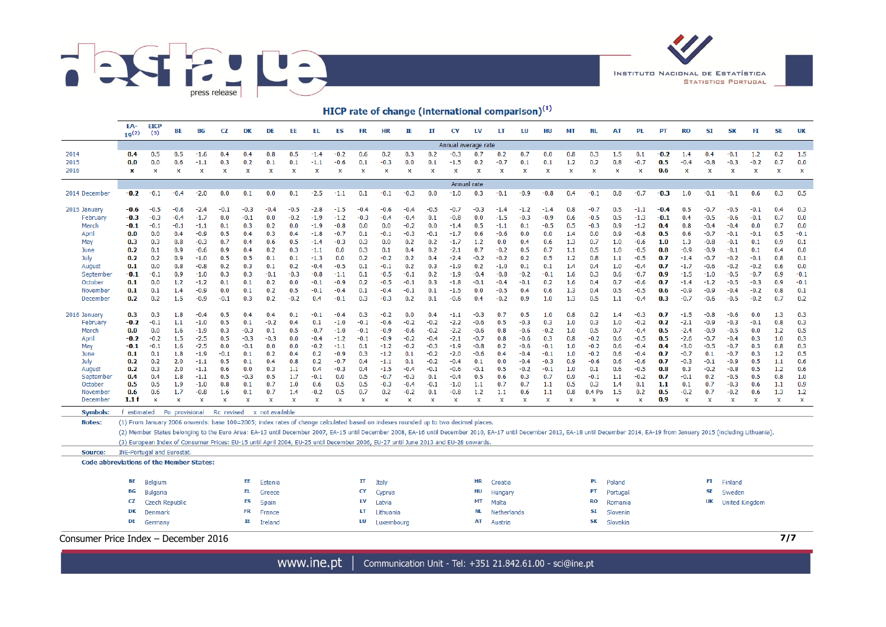## HICP rate of change (international comparison)[1]

| | EA-19[2] | EICP[3] | BE | BG | CZ | DK | DE | EE | EL | ES | FR | HR | IE | IT | CY | LV | LT | LU | HU | MT | NL | AT | PL | PT | RO | SI | SK | FI | SE | UK |
|---|---|---|---|---|---|---|---|---|---|---|---|---|---|---|---|---|---|---|---|---|---|---|---|---|---|---|---|---|---|---|
| **Annual average rate** | | | | | | | | | | | | | | | | | | | | | | | | | | | | | | |
| 2014 | **0.4** | 0.5 | 0.5 | -1.6 | 0.4 | 0.4 | 0.8 | 0.5 | -1.4 | -0.2 | 0.6 | 0.2 | 0.3 | 0.2 | -0.3 | 0.7 | 0.2 | 0.7 | 0.0 | 0.8 | 0.3 | 1.5 | 0.1 | **-0.2** | 1.4 | 0.4 | -0.1 | 1.2 | 0.2 | 1.5 |
| 2015 | **0.0** | 0.0 | 0.6 | -1.1 | 0.3 | 0.2 | 0.1 | 0.1 | -1.1 | -0.6 | 0.1 | -0.3 | 0.0 | 0.1 | -1.5 | 0.2 | -0.7 | 0.1 | 0.1 | 1.2 | 0.2 | 0.8 | -0.7 | **0.5** | -0.4 | -0.8 | -0.3 | -0.2 | 0.7 | 0.0 |
| 2016 | **x** | x | x | x | x | x | x | x | x | x | x | x | x | x | x | x | x | x | x | x | x | x | x | **0.6** | x | x | x | x | x | x |
| **Annual rate** | | | | | | | | | | | | | | | | | | | | | | | | | | | | | | |
| 2014 December | **-0.2** | -0.1 | -0.4 | -2.0 | 0.0 | 0.1 | 0.0 | 0.1 | -2.5 | -1.1 | 0.1 | -0.1 | -0.3 | 0.0 | -1.0 | 0.3 | -0.1 | -0.9 | -0.8 | 0.4 | -0.1 | 0.8 | -0.7 | **-0.3** | 1.0 | -0.1 | -0.1 | 0.6 | 0.3 | 0.5 |
| 2015 January | **-0.6** | -0.5 | -0.6 | -2.4 | -0.1 | -0.3 | -0.4 | -0.5 | -2.8 | -1.5 | -0.4 | -0.6 | -0.4 | -0.5 | -0.7 | -0.3 | -1.4 | -1.2 | -1.4 | 0.8 | -0.7 | 0.5 | -1.1 | **-0.4** | 0.5 | -0.7 | -0.5 | -0.1 | 0.4 | 0.3 |
| February | **-0.3** | -0.3 | -0.4 | -1.7 | 0.0 | -0.1 | 0.0 | -0.2 | -1.9 | -1.2 | -0.3 | -0.4 | -0.4 | 0.1 | -0.8 | 0.0 | -1.5 | -0.3 | -0.9 | 0.6 | -0.5 | 0.5 | -1.3 | **-0.1** | 0.4 | -0.5 | -0.6 | -0.1 | 0.7 | 0.0 |
| March | **-0.1** | -0.1 | -0.1 | -1.1 | 0.1 | 0.3 | 0.2 | 0.0 | -1.9 | -0.8 | 0.0 | 0.0 | -0.2 | 0.0 | -1.4 | 0.5 | -1.1 | 0.1 | -0.5 | 0.5 | -0.3 | 0.9 | -1.2 | **0.4** | 0.8 | -0.4 | -0.4 | 0.0 | 0.7 | 0.0 |
| April | **0.0** | 0.0 | 0.4 | -0.9 | 0.5 | 0.4 | 0.3 | 0.4 | -1.8 | -0.7 | 0.1 | -0.1 | -0.3 | -0.1 | -1.7 | 0.6 | -0.6 | 0.0 | 0.0 | 1.4 | 0.0 | 0.9 | -0.8 | **0.5** | 0.6 | -0.7 | -0.1 | -0.1 | 0.5 | -0.1 |
| May | **0.3** | 0.3 | 0.8 | -0.3 | 0.7 | 0.4 | 0.6 | 0.5 | -1.4 | -0.3 | 0.3 | 0.0 | 0.2 | 0.2 | -1.7 | 1.2 | 0.0 | 0.4 | 0.6 | 1.3 | 0.7 | 1.0 | -0.6 | **1.0** | 1.3 | -0.8 | -0.1 | 0.1 | 0.9 | 0.1 |
| June | **0.2** | 0.1 | 0.9 | -0.6 | 0.9 | 0.4 | 0.2 | 0.3 | -1.1 | 0.0 | 0.3 | 0.1 | 0.4 | 0.2 | -2.1 | 0.7 | -0.2 | 0.5 | 0.7 | 1.1 | 0.5 | 1.0 | -0.5 | **0.8** | -0.9 | -0.9 | -0.1 | 0.1 | 0.4 | 0.0 |
| July | **0.2** | 0.2 | 0.9 | -1.0 | 0.5 | 0.5 | 0.1 | 0.1 | -1.3 | 0.0 | 0.2 | -0.2 | 0.2 | 0.4 | -2.4 | -0.2 | -0.2 | 0.2 | 0.5 | 1.2 | 0.8 | 1.1 | -0.5 | **0.7** | -1.4 | -0.7 | -0.2 | -0.1 | 0.8 | 0.1 |
| August | **0.1** | 0.0 | 0.8 | -0.8 | 0.2 | 0.3 | 0.1 | 0.2 | -0.4 | -0.5 | 0.1 | -0.1 | 0.2 | 0.3 | -1.9 | 0.2 | -1.0 | 0.1 | 0.1 | 1.4 | 0.4 | 1.0 | -0.4 | **0.7** | -1.7 | -0.6 | -0.2 | -0.2 | 0.6 | 0.0 |
| September | **-0.1** | -0.1 | 0.9 | -1.0 | 0.3 | 0.3 | -0.1 | -0.3 | -0.8 | -1.1 | 0.1 | -0.5 | -0.1 | 0.2 | -1.9 | -0.4 | -0.8 | -0.2 | -0.1 | 1.6 | 0.3 | 0.6 | -0.7 | **0.9** | -1.5 | -1.0 | -0.5 | -0.7 | 0.9 | -0.1 |
| October | **0.1** | 0.0 | 1.2 | -1.2 | 0.1 | 0.1 | 0.2 | 0.0 | -0.1 | -0.9 | 0.2 | -0.5 | -0.1 | 0.3 | -1.8 | -0.1 | -0.4 | -0.1 | 0.2 | 1.6 | 0.4 | 0.7 | -0.6 | **0.7** | -1.4 | -1.2 | -0.5 | -0.3 | 0.9 | -0.1 |
| November | **0.1** | 0.1 | 1.4 | -0.9 | 0.0 | 0.1 | 0.2 | 0.5 | -0.1 | -0.4 | 0.1 | -0.4 | -0.1 | 0.1 | -1.5 | 0.0 | -0.5 | 0.4 | 0.6 | 1.3 | 0.4 | 0.5 | -0.5 | **0.6** | -0.9 | -0.9 | -0.4 | -0.2 | 0.8 | 0.1 |
| December | **0.2** | 0.2 | 1.5 | -0.9 | -0.1 | 0.3 | 0.2 | -0.2 | 0.4 | -0.1 | 0.3 | -0.3 | 0.2 | 0.1 | -0.6 | 0.4 | -0.2 | 0.9 | 1.0 | 1.3 | 0.5 | 1.1 | -0.4 | **0.3** | -0.7 | -0.6 | -0.5 | -0.2 | 0.7 | 0.2 |
| 2016 January | **0.3** | 0.3 | 1.8 | -0.4 | 0.5 | 0.4 | 0.4 | 0.1 | -0.1 | -0.4 | 0.3 | -0.2 | 0.0 | 0.4 | -1.1 | -0.3 | 0.7 | 0.5 | 1.0 | 0.8 | 0.2 | 1.4 | -0.3 | **0.7** | -1.5 | -0.8 | -0.6 | 0.0 | 1.3 | 0.3 |
| February | **-0.2** | -0.1 | 1.1 | -1.0 | 0.5 | 0.1 | -0.2 | 0.4 | 0.1 | -1.0 | -0.1 | -0.6 | -0.2 | -0.2 | -2.2 | -0.6 | 0.5 | -0.3 | 0.3 | 1.0 | 0.3 | 1.0 | -0.2 | **0.2** | -2.1 | -0.9 | -0.3 | -0.1 | 0.8 | 0.3 |
| March | **0.0** | 0.0 | 1.6 | -1.9 | 0.3 | -0.3 | 0.1 | 0.5 | -0.7 | -1.0 | -0.1 | -0.9 | -0.6 | -0.2 | -2.2 | -0.6 | 0.8 | -0.6 | -0.2 | 1.0 | 0.5 | 0.7 | -0.4 | **0.5** | -2.4 | -0.9 | -0.5 | 0.0 | 1.2 | 0.5 |
| April | **-0.2** | -0.2 | 1.5 | -2.5 | 0.5 | -0.3 | -0.3 | 0.0 | -0.4 | -1.2 | -0.1 | -0.9 | -0.2 | -0.4 | -2.1 | -0.7 | 0.8 | -0.6 | 0.3 | 0.8 | -0.2 | 0.6 | -0.5 | **0.5** | -2.6 | -0.7 | -0.4 | 0.3 | 1.0 | 0.3 |
| May | **-0.1** | -0.1 | 1.6 | -2.5 | 0.0 | -0.1 | 0.0 | 0.0 | -0.2 | -1.1 | 0.1 | -1.2 | -0.2 | -0.3 | -1.9 | -0.8 | 0.2 | -0.6 | -0.1 | 1.0 | -0.2 | 0.6 | -0.4 | **0.4** | -3.0 | -0.5 | -0.7 | 0.3 | 0.8 | 0.3 |
| June | **0.1** | 0.1 | 1.8 | -1.9 | -0.1 | 0.1 | 0.2 | 0.4 | 0.2 | -0.9 | 0.3 | -1.2 | 0.1 | -0.2 | -2.0 | -0.6 | 0.4 | -0.4 | -0.1 | 1.0 | -0.2 | 0.6 | -0.4 | **0.7** | -0.7 | 0.1 | -0.7 | 0.3 | 1.2 | 0.5 |
| July | **0.2** | 0.2 | 2.0 | -1.1 | 0.5 | 0.1 | 0.4 | 0.8 | 0.2 | -0.7 | 0.4 | -1.1 | 0.1 | -0.2 | -0.4 | 0.1 | 0.0 | -0.4 | -0.3 | 0.9 | -0.6 | 0.6 | -0.6 | **0.7** | -0.3 | -0.1 | -0.9 | 0.5 | 1.1 | 0.6 |
| August | **0.2** | 0.3 | 2.0 | -1.1 | 0.6 | 0.0 | 0.3 | 1.1 | 0.4 | -0.3 | 0.4 | -1.5 | -0.4 | -0.1 | -0.6 | -0.1 | 0.5 | -0.2 | -0.1 | 1.0 | 0.1 | 0.6 | -0.5 | **0.8** | 0.3 | -0.2 | -0.8 | 0.5 | 1.2 | 0.6 |
| September | **0.4** | 0.4 | 1.8 | -1.1 | 0.5 | -0.3 | 0.5 | 1.7 | -0.1 | 0.0 | 0.5 | -0.7 | -0.3 | 0.1 | -0.4 | 0.5 | 0.6 | 0.3 | 0.7 | 0.9 | -0.1 | 1.1 | -0.2 | **0.7** | -0.1 | 0.2 | -0.5 | 0.5 | 0.8 | 1.0 |
| October | **0.5** | 0.5 | 1.9 | -1.0 | 0.8 | 0.1 | 0.7 | 1.0 | 0.6 | 0.5 | 0.5 | -0.3 | -0.4 | -0.1 | -1.0 | 1.1 | 0.7 | 0.7 | 1.1 | 0.5 | 0.3 | 1.4 | 0.1 | **1.1** | 0.1 | 0.7 | -0.3 | 0.6 | 1.1 | 0.9 |
| November | **0.6** | 0.6 | 1.7 | -0.8 | 1.6 | 0.1 | 0.7 | 1.4 | -0.2 | 0.5 | 0.7 | 0.2 | -0.2 | 0.1 | -0.8 | 1.2 | 1.1 | 0.6 | 1.1 | 0.8 | 0.4 Po | 1.5 | 0.2 | **0.5** | -0.2 | 0.7 | -0.2 | 0.6 | 1.3 | 1.2 |
| December | **1.1 f** | x | x | x | x | x | x | x | x | x | x | x | x | x | x | x | x | x | x | x | x | x | x | **0.9** | x | x | x | x | x | x |

**Symbols:** f estimated  Po provisional  Rc revised  x not available

**Notes:**
(1) From January 2006 onwards: base 100=2005; index rates of change calculated based on indexes rounded up to two decimal places.
(2) Member States belonging to the Euro Area: EA-13 until December 2007, EA-15 until December 2008, EA-16 until December 2010, EA-17 until December 2013, EA-18 until December 2014, EA-19 from January 2015 (including Lithuania).
(3) European Index of Consumer Prices: EU-15 until April 2004, EU-25 until December 2006, EU-27 until June 2013 and EU-28 onwards.

**Source:** INE-Portugal and Eurostat.

**Code abbreviations of the Member States:**

| | | | | | | | | | | | |
|---|---|---|---|---|---|---|---|---|---|---|---|
| BE | Belgium | EE | Estonia | IT | Italy | HR | Croatia | PL | Poland | FI | Finland |
| BG | Bulgaria | EL | Greece | CY | Cyprus | HU | Hungary | PT | Portugal | SE | Sweden |
| CZ | Czech Republic | ES | Spain | LV | Latvia | MT | Malta | RO | Romania | UK | United Kingdom |
| DK | Denmark | FR | France | LT | Lithuania | NL | Netherlands | SI | Slovenia | | |
| DE | Germany | IE | Ireland | LU | Luxembourg | AT | Austria | SK | Slovakia | | |